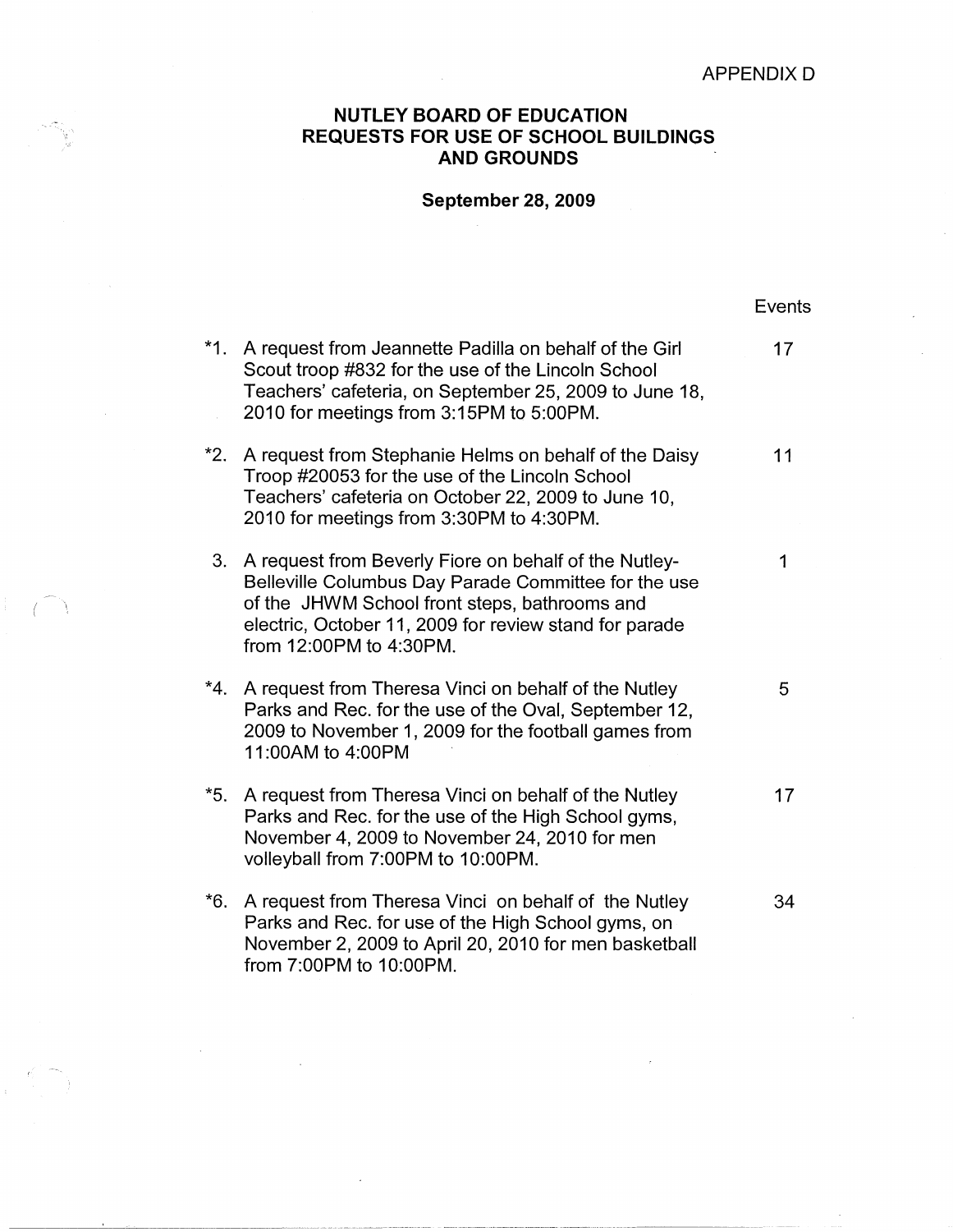APPENDIX D

# NUTLEY BOARD OF EDUCATION
# REQUESTS FOR USE OF SCHOOL BUILDINGS AND GROUNDS

**September 28, 2009**

| | | Events |
|---|---|---|
| *1. | A request from Jeannette Padilla on behalf of the Girl Scout troop #832 for the use of the Lincoln School Teachers' cafeteria, on September 25, 2009 to June 18, 2010 for meetings from 3:15PM to 5:00PM. | 17 |
| *2. | A request from Stephanie Helms on behalf of the Daisy Troop #20053 for the use of the Lincoln School Teachers' cafeteria on October 22, 2009 to June 10, 2010 for meetings from 3:30PM to 4:30PM. | 11 |
| 3. | A request from Beverly Fiore on behalf of the Nutley-Belleville Columbus Day Parade Committee for the use of the JHWM School front steps, bathrooms and electric, October 11, 2009 for review stand for parade from 12:00PM to 4:30PM. | 1 |
| *4. | A request from Theresa Vinci on behalf of the Nutley Parks and Rec. for the use of the Oval, September 12, 2009 to November 1, 2009 for the football games from 11:00AM to 4:00PM | 5 |
| *5. | A request from Theresa Vinci on behalf of the Nutley Parks and Rec. for the use of the High School gyms, November 4, 2009 to November 24, 2010 for men volleyball from 7:00PM to 10:00PM. | 17 |
| *6. | A request from Theresa Vinci on behalf of the Nutley Parks and Rec. for use of the High School gyms, on November 2, 2009 to April 20, 2010 for men basketball from 7:00PM to 10:00PM. | 34 |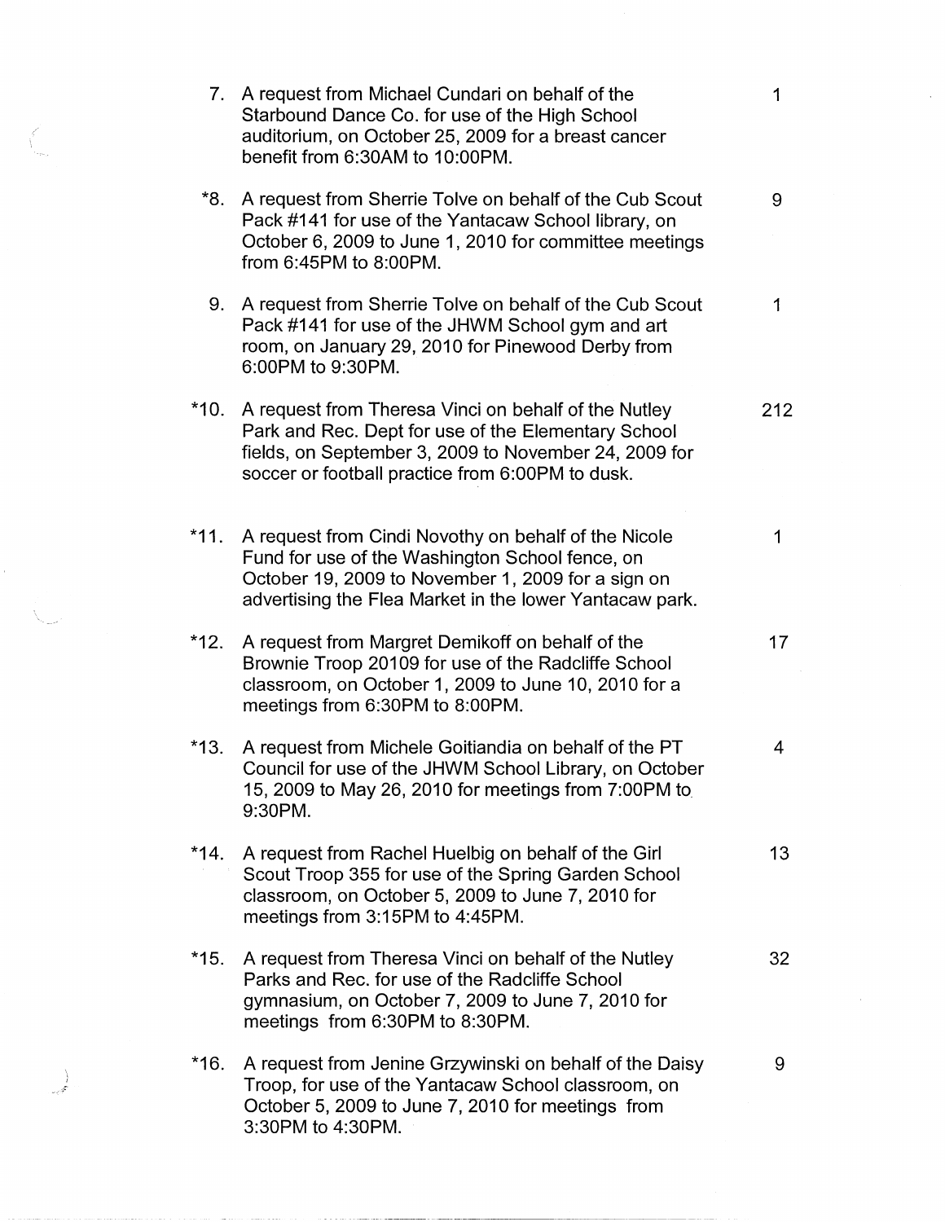7. A request from Michael Cundari on behalf of the Starbound Dance Co. for use of the High School auditorium, on October 25, 2009 for a breast cancer benefit from 6:30AM to 10:00PM. — 1

*8. A request from Sherrie Tolve on behalf of the Cub Scout Pack #141 for use of the Yantacaw School library, on October 6, 2009 to June 1, 2010 for committee meetings from 6:45PM to 8:00PM. — 9

9. A request from Sherrie Tolve on behalf of the Cub Scout Pack #141 for use of the JHWM School gym and art room, on January 29, 2010 for Pinewood Derby from 6:00PM to 9:30PM. — 1

*10. A request from Theresa Vinci on behalf of the Nutley Park and Rec. Dept for use of the Elementary School fields, on September 3, 2009 to November 24, 2009 for soccer or football practice from 6:00PM to dusk. — 212

*11. A request from Cindi Novothy on behalf of the Nicole Fund for use of the Washington School fence, on October 19, 2009 to November 1, 2009 for a sign on advertising the Flea Market in the lower Yantacaw park. — 1

*12. A request from Margret Demikoff on behalf of the Brownie Troop 20109 for use of the Radcliffe School classroom, on October 1, 2009 to June 10, 2010 for a meetings from 6:30PM to 8:00PM. — 17

*13. A request from Michele Goitiandia on behalf of the PT Council for use of the JHWM School Library, on October 15, 2009 to May 26, 2010 for meetings from 7:00PM to 9:30PM. — 4

*14. A request from Rachel Huelbig on behalf of the Girl Scout Troop 355 for use of the Spring Garden School classroom, on October 5, 2009 to June 7, 2010 for meetings from 3:15PM to 4:45PM. — 13

*15. A request from Theresa Vinci on behalf of the Nutley Parks and Rec. for use of the Radcliffe School gymnasium, on October 7, 2009 to June 7, 2010 for meetings from 6:30PM to 8:30PM. — 32

*16. A request from Jenine Grzywinski on behalf of the Daisy Troop, for use of the Yantacaw School classroom, on October 5, 2009 to June 7, 2010 for meetings from 3:30PM to 4:30PM. — 9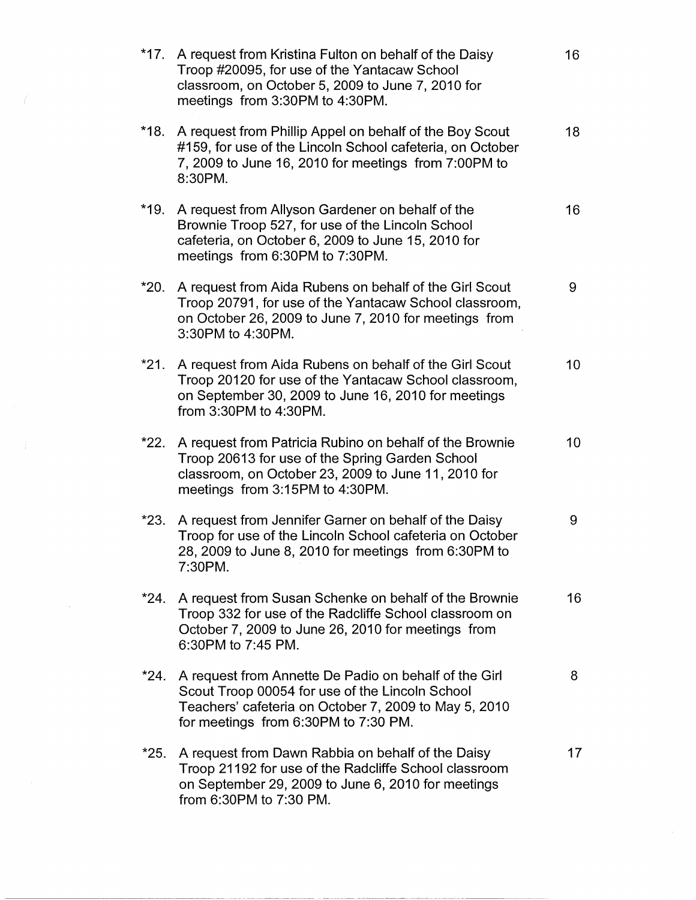*17. A request from Kristina Fulton on behalf of the Daisy Troop #20095, for use of the Yantacaw School classroom, on October 5, 2009 to June 7, 2010 for meetings from 3:30PM to 4:30PM. 16

*18. A request from Phillip Appel on behalf of the Boy Scout #159, for use of the Lincoln School cafeteria, on October 7, 2009 to June 16, 2010 for meetings from 7:00PM to 8:30PM. 18

*19. A request from Allyson Gardener on behalf of the Brownie Troop 527, for use of the Lincoln School cafeteria, on October 6, 2009 to June 15, 2010 for meetings from 6:30PM to 7:30PM. 16

*20. A request from Aida Rubens on behalf of the Girl Scout Troop 20791, for use of the Yantacaw School classroom, on October 26, 2009 to June 7, 2010 for meetings from 3:30PM to 4:30PM. 9

*21. A request from Aida Rubens on behalf of the Girl Scout Troop 20120 for use of the Yantacaw School classroom, on September 30, 2009 to June 16, 2010 for meetings from 3:30PM to 4:30PM. 10

*22. A request from Patricia Rubino on behalf of the Brownie Troop 20613 for use of the Spring Garden School classroom, on October 23, 2009 to June 11, 2010 for meetings from 3:15PM to 4:30PM. 10

*23. A request from Jennifer Garner on behalf of the Daisy Troop for use of the Lincoln School cafeteria on October 28, 2009 to June 8, 2010 for meetings from 6:30PM to 7:30PM. 9

*24. A request from Susan Schenke on behalf of the Brownie Troop 332 for use of the Radcliffe School classroom on October 7, 2009 to June 26, 2010 for meetings from 6:30PM to 7:45 PM. 16

*24. A request from Annette De Padio on behalf of the Girl Scout Troop 00054 for use of the Lincoln School Teachers' cafeteria on October 7, 2009 to May 5, 2010 for meetings from 6:30PM to 7:30 PM. 8

*25. A request from Dawn Rabbia on behalf of the Daisy Troop 21192 for use of the Radcliffe School classroom on September 29, 2009 to June 6, 2010 for meetings from 6:30PM to 7:30 PM. 17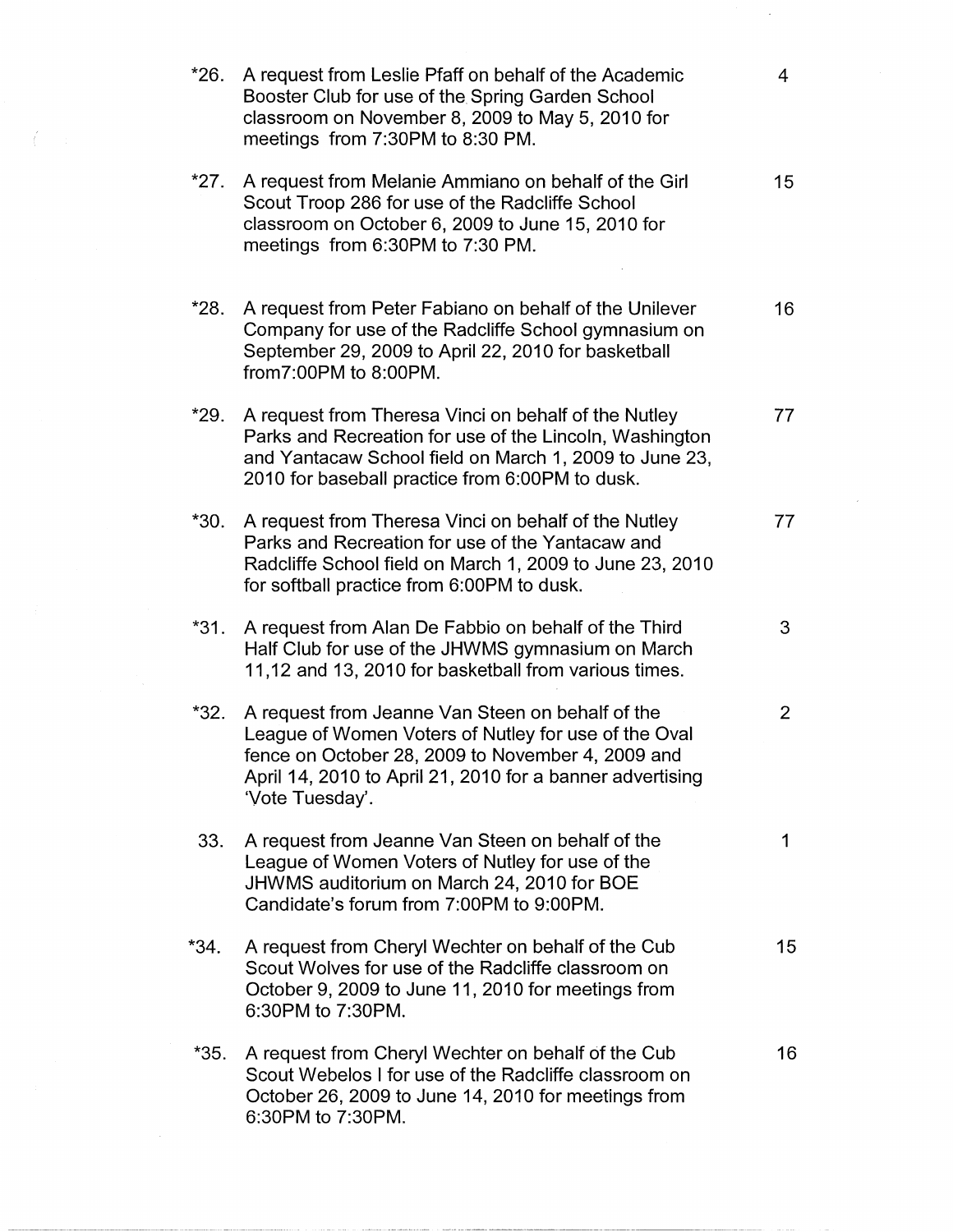*26. A request from Leslie Pfaff on behalf of the Academic Booster Club for use of the Spring Garden School classroom on November 8, 2009 to May 5, 2010 for meetings from 7:30PM to 8:30 PM. 4

*27. A request from Melanie Ammiano on behalf of the Girl Scout Troop 286 for use of the Radcliffe School classroom on October 6, 2009 to June 15, 2010 for meetings from 6:30PM to 7:30 PM. 15

*28. A request from Peter Fabiano on behalf of the Unilever Company for use of the Radcliffe School gymnasium on September 29, 2009 to April 22, 2010 for basketball from7:00PM to 8:00PM. 16

*29. A request from Theresa Vinci on behalf of the Nutley Parks and Recreation for use of the Lincoln, Washington and Yantacaw School field on March 1, 2009 to June 23, 2010 for baseball practice from 6:00PM to dusk. 77

*30. A request from Theresa Vinci on behalf of the Nutley Parks and Recreation for use of the Yantacaw and Radcliffe School field on March 1, 2009 to June 23, 2010 for softball practice from 6:00PM to dusk. 77

*31. A request from Alan De Fabbio on behalf of the Third Half Club for use of the JHWMS gymnasium on March 11,12 and 13, 2010 for basketball from various times. 3

*32. A request from Jeanne Van Steen on behalf of the League of Women Voters of Nutley for use of the Oval fence on October 28, 2009 to November 4, 2009 and April 14, 2010 to April 21, 2010 for a banner advertising 'Vote Tuesday'. 2

33. A request from Jeanne Van Steen on behalf of the League of Women Voters of Nutley for use of the JHWMS auditorium on March 24, 2010 for BOE Candidate's forum from 7:00PM to 9:00PM. 1

*34. A request from Cheryl Wechter on behalf of the Cub Scout Wolves for use of the Radcliffe classroom on October 9, 2009 to June 11, 2010 for meetings from 6:30PM to 7:30PM. 15

*35. A request from Cheryl Wechter on behalf of the Cub Scout Webelos I for use of the Radcliffe classroom on October 26, 2009 to June 14, 2010 for meetings from 6:30PM to 7:30PM. 16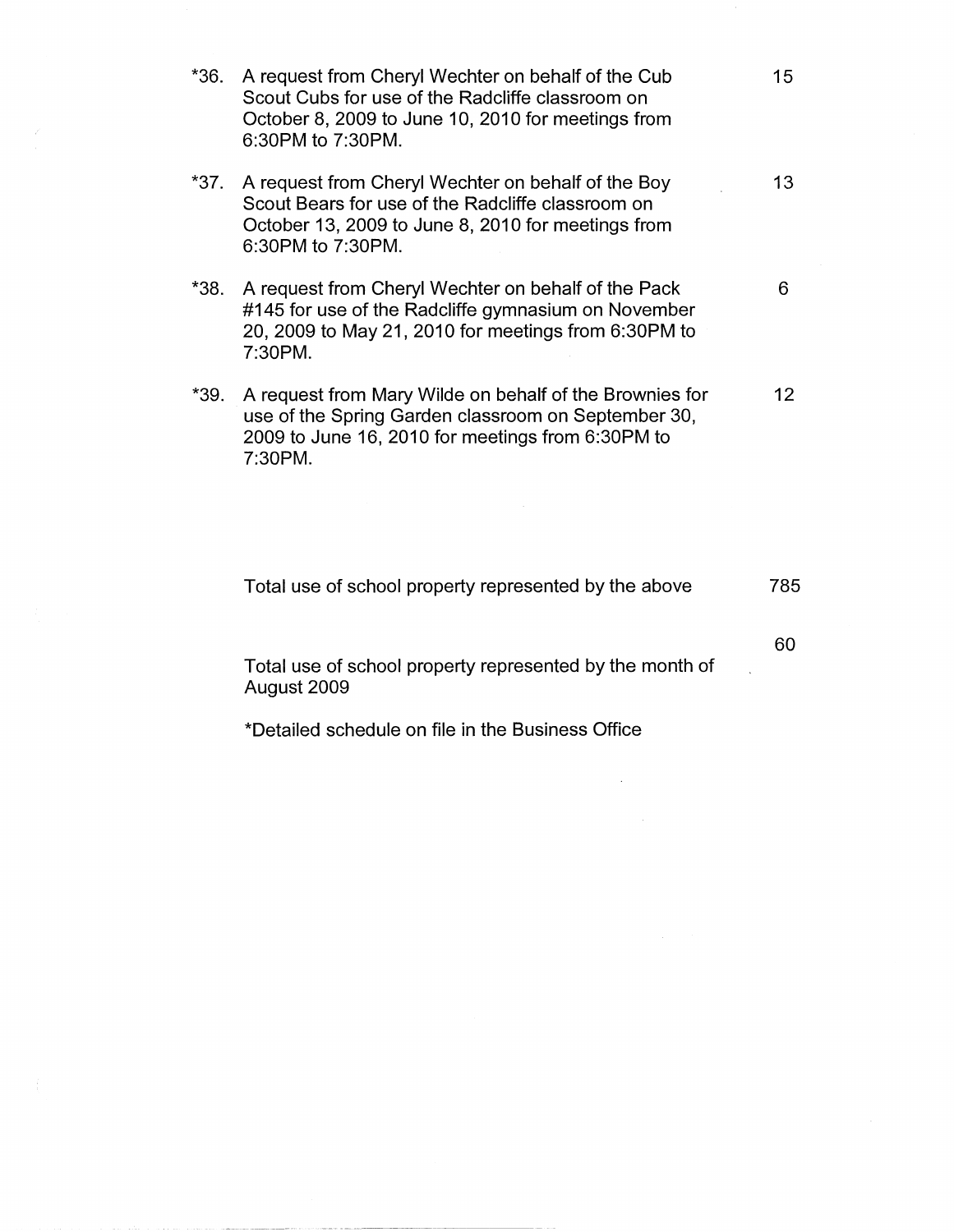| | | |
|---|---|---|
| *36. | A request from Cheryl Wechter on behalf of the Cub Scout Cubs for use of the Radcliffe classroom on October 8, 2009 to June 10, 2010 for meetings from 6:30PM to 7:30PM. | 15 |
| *37. | A request from Cheryl Wechter on behalf of the Boy Scout Bears for use of the Radcliffe classroom on October 13, 2009 to June 8, 2010 for meetings from 6:30PM to 7:30PM. | 13 |
| *38. | A request from Cheryl Wechter on behalf of the Pack #145 for use of the Radcliffe gymnasium on November 20, 2009 to May 21, 2010 for meetings from 6:30PM to 7:30PM. | 6 |
| *39. | A request from Mary Wilde on behalf of the Brownies for use of the Spring Garden classroom on September 30, 2009 to June 16, 2010 for meetings from 6:30PM to 7:30PM. | 12 |

| | |
|---|---|
| Total use of school property represented by the above | 785 |
| Total use of school property represented by the month of August 2009 | 60 |

*Detailed schedule on file in the Business Office